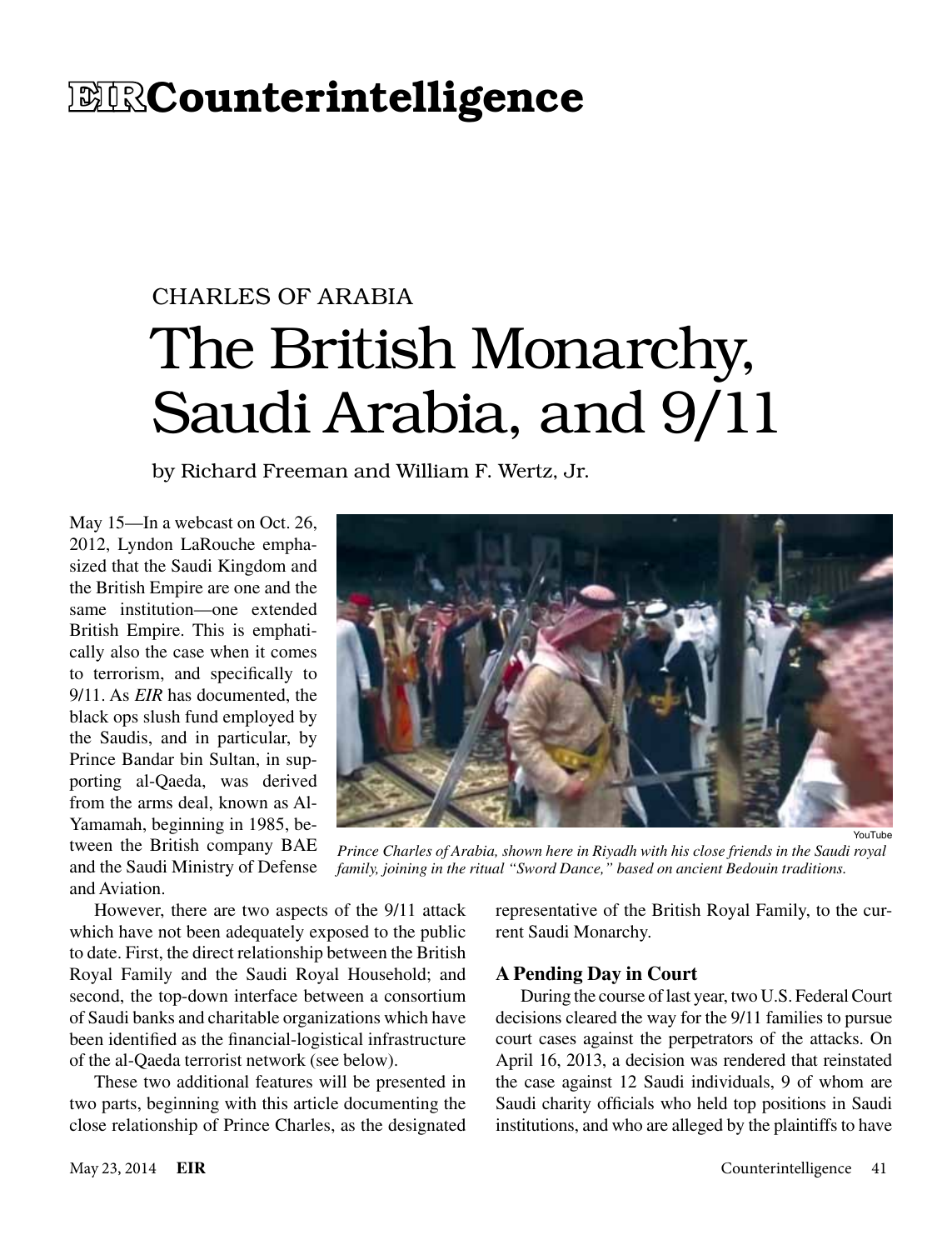# EIR Counterintelligence

CHARLES OF ARABIA

## The British Monarchy, Saudi Arabia, and 9/11

by Richard Freeman and William F. Wertz, Jr.

May 15—In a webcast on Oct. 26, 2012, Lyndon LaRouche emphasized that the Saudi Kingdom and the British Empire are one and the same institution—one extended British Empire. This is emphatically also the case when it comes to terrorism, and specifically to 9/11. As *EIR* has documented, the black ops slush fund employed by the Saudis, and in particular, by Prince Bandar bin Sultan, in supporting al-Qaeda, was derived from the arms deal, known as Al-Yamamah, beginning in 1985, between the British company BAE and the Saudi Ministry of Defense and Aviation.

YouTube

*Prince Charles of Arabia, shown here in Riyadh with his close friends in the Saudi royal family, joining in the ritual "Sword Dance," based on ancient Bedouin traditions.*

However, there are two aspects of the 9/11 attack which have not been adequately exposed to the public to date. First, the direct relationship between the British Royal Family and the Saudi Royal Household; and second, the top-down interface between a consortium of Saudi banks and charitable organizations which have been identified as the financial-logistical infrastructure of the al-Qaeda terrorist network (see below).

These two additional features will be presented in two parts, beginning with this article documenting the close relationship of Prince Charles, as the designated representative of the British Royal Family, to the current Saudi Monarchy.

### A Pending Day in Court

During the course of last year, two U.S. Federal Court decisions cleared the way for the 9/11 families to pursue court cases against the perpetrators of the attacks. On April 16, 2013, a decision was rendered that reinstated the case against 12 Saudi individuals, 9 of whom are Saudi charity officials who held top positions in Saudi institutions, and who are alleged by the plaintiffs to have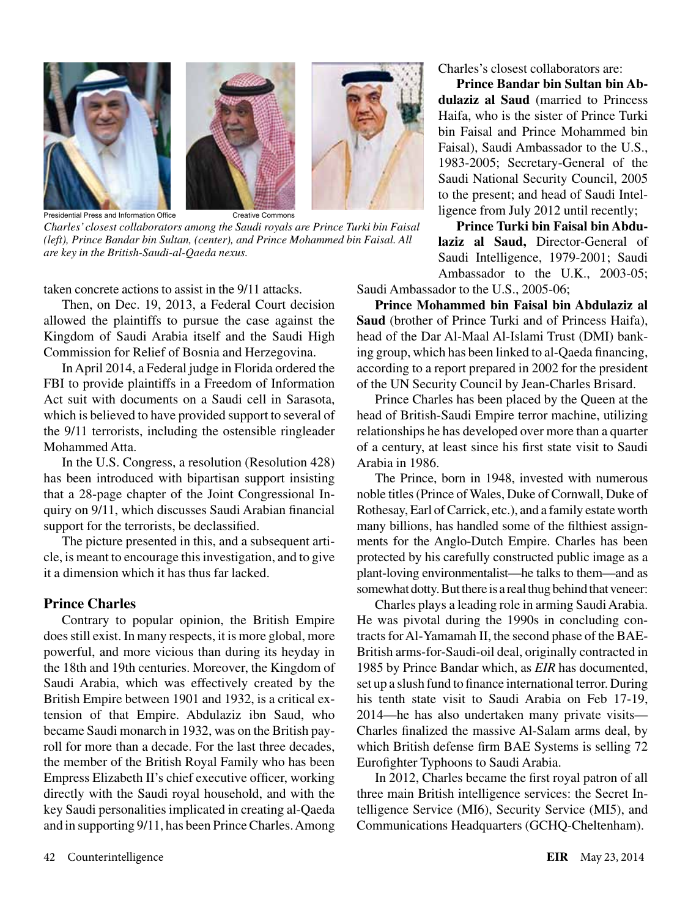Presidential Press and Information Office    Creative Commons

*Charles' closest collaborators among the Saudi royals are Prince Turki bin Faisal (left), Prince Bandar bin Sultan, (center), and Prince Mohammed bin Faisal. All are key in the British-Saudi-al-Qaeda nexus.*

taken concrete actions to assist in the 9/11 attacks.

Then, on Dec. 19, 2013, a Federal Court decision allowed the plaintiffs to pursue the case against the Kingdom of Saudi Arabia itself and the Saudi High Commission for Relief of Bosnia and Herzegovina.

In April 2014, a Federal judge in Florida ordered the FBI to provide plaintiffs in a Freedom of Information Act suit with documents on a Saudi cell in Sarasota, which is believed to have provided support to several of the 9/11 terrorists, including the ostensible ringleader Mohammed Atta.

In the U.S. Congress, a resolution (Resolution 428) has been introduced with bipartisan support insisting that a 28-page chapter of the Joint Congressional Inquiry on 9/11, which discusses Saudi Arabian financial support for the terrorists, be declassified.

The picture presented in this, and a subsequent article, is meant to encourage this investigation, and to give it a dimension which it has thus far lacked.

## Prince Charles

Contrary to popular opinion, the British Empire does still exist. In many respects, it is more global, more powerful, and more vicious than during its heyday in the 18th and 19th centuries. Moreover, the Kingdom of Saudi Arabia, which was effectively created by the British Empire between 1901 and 1932, is a critical extension of that Empire. Abdulaziz ibn Saud, who became Saudi monarch in 1932, was on the British payroll for more than a decade. For the last three decades, the member of the British Royal Family who has been Empress Elizabeth II's chief executive officer, working directly with the Saudi royal household, and with the key Saudi personalities implicated in creating al-Qaeda and in supporting 9/11, has been Prince Charles. Among Charles's closest collaborators are:

**Prince Bandar bin Sultan bin Abdulaziz al Saud** (married to Princess Haifa, who is the sister of Prince Turki bin Faisal and Prince Mohammed bin Faisal), Saudi Ambassador to the U.S., 1983-2005; Secretary-General of the Saudi National Security Council, 2005 to the present; and head of Saudi Intelligence from July 2012 until recently;

**Prince Turki bin Faisal bin Abdulaziz al Saud,** Director-General of Saudi Intelligence, 1979-2001; Saudi Ambassador to the U.K., 2003-05; Saudi Ambassador to the U.S., 2005-06;

**Prince Mohammed bin Faisal bin Abdulaziz al Saud** (brother of Prince Turki and of Princess Haifa), head of the Dar Al-Maal Al-Islami Trust (DMI) banking group, which has been linked to al-Qaeda financing, according to a report prepared in 2002 for the president of the UN Security Council by Jean-Charles Brisard.

Prince Charles has been placed by the Queen at the head of British-Saudi Empire terror machine, utilizing relationships he has developed over more than a quarter of a century, at least since his first state visit to Saudi Arabia in 1986.

The Prince, born in 1948, invested with numerous noble titles (Prince of Wales, Duke of Cornwall, Duke of Rothesay, Earl of Carrick, etc.), and a family estate worth many billions, has handled some of the filthiest assignments for the Anglo-Dutch Empire. Charles has been protected by his carefully constructed public image as a plant-loving environmentalist—he talks to them—and as somewhat dotty. But there is a real thug behind that veneer:

Charles plays a leading role in arming Saudi Arabia. He was pivotal during the 1990s in concluding contracts for Al-Yamamah II, the second phase of the BAE-British arms-for-Saudi-oil deal, originally contracted in 1985 by Prince Bandar which, as *EIR* has documented, set up a slush fund to finance international terror. During his tenth state visit to Saudi Arabia on Feb 17-19, 2014—he has also undertaken many private visits—Charles finalized the massive Al-Salam arms deal, by which British defense firm BAE Systems is selling 72 Eurofighter Typhoons to Saudi Arabia.

In 2012, Charles became the first royal patron of all three main British intelligence services: the Secret Intelligence Service (MI6), Security Service (MI5), and Communications Headquarters (GCHQ-Cheltenham).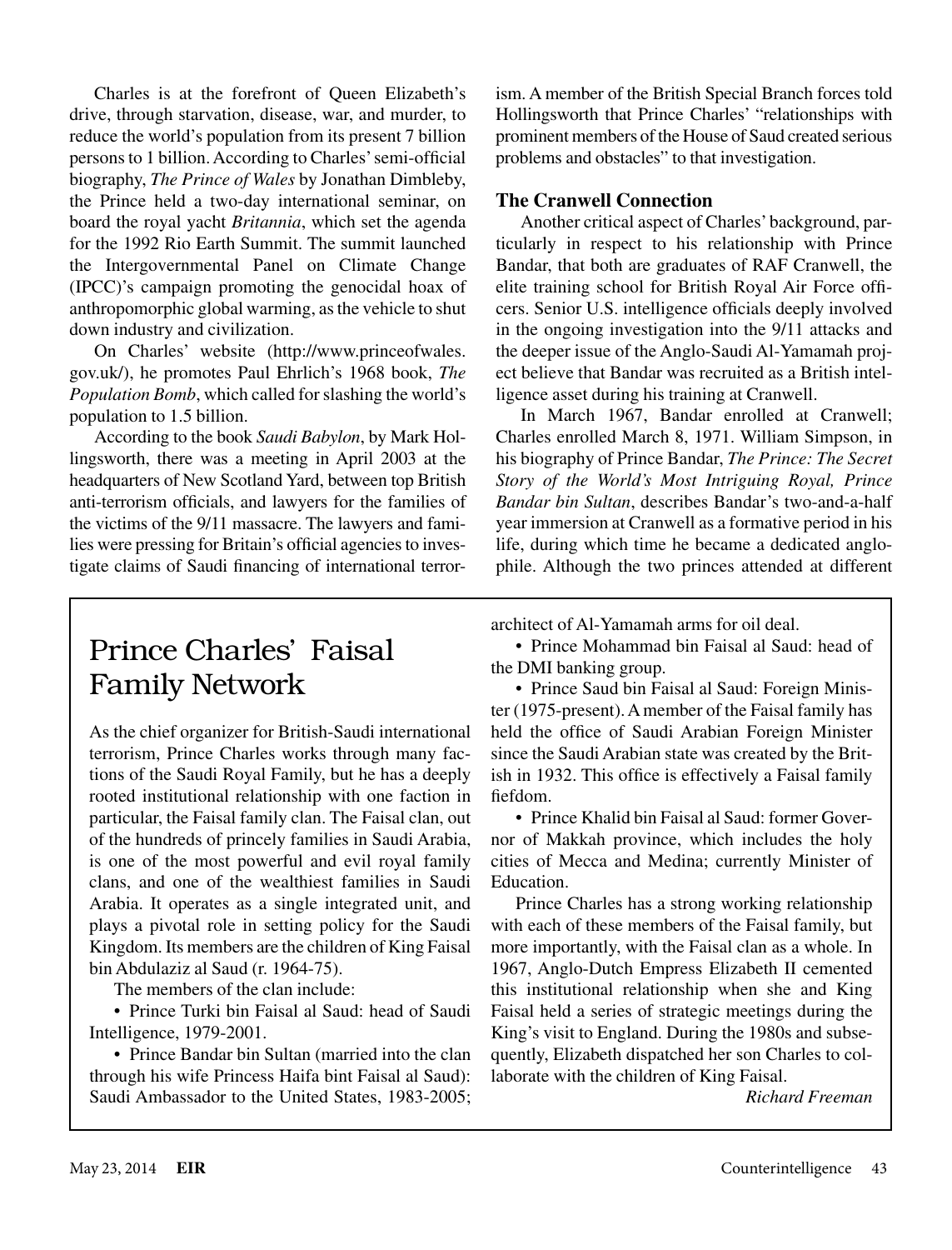Charles is at the forefront of Queen Elizabeth's drive, through starvation, disease, war, and murder, to reduce the world's population from its present 7 billion persons to 1 billion. According to Charles' semi-official biography, *The Prince of Wales* by Jonathan Dimbleby, the Prince held a two-day international seminar, on board the royal yacht *Britannia*, which set the agenda for the 1992 Rio Earth Summit. The summit launched the Intergovernmental Panel on Climate Change (IPCC)'s campaign promoting the genocidal hoax of anthropomorphic global warming, as the vehicle to shut down industry and civilization.

On Charles' website (http://www.princeofwales.gov.uk/), he promotes Paul Ehrlich's 1968 book, *The Population Bomb*, which called for slashing the world's population to 1.5 billion.

According to the book *Saudi Babylon*, by Mark Hollingsworth, there was a meeting in April 2003 at the headquarters of New Scotland Yard, between top British anti-terrorism officials, and lawyers for the families of the victims of the 9/11 massacre. The lawyers and families were pressing for Britain's official agencies to investigate claims of Saudi financing of international terrorism. A member of the British Special Branch forces told Hollingsworth that Prince Charles' "relationships with prominent members of the House of Saud created serious problems and obstacles" to that investigation.

### The Cranwell Connection

Another critical aspect of Charles' background, particularly in respect to his relationship with Prince Bandar, that both are graduates of RAF Cranwell, the elite training school for British Royal Air Force officers. Senior U.S. intelligence officials deeply involved in the ongoing investigation into the 9/11 attacks and the deeper issue of the Anglo-Saudi Al-Yamamah project believe that Bandar was recruited as a British intelligence asset during his training at Cranwell.

In March 1967, Bandar enrolled at Cranwell; Charles enrolled March 8, 1971. William Simpson, in his biography of Prince Bandar, *The Prince: The Secret Story of the World's Most Intriguing Royal, Prince Bandar bin Sultan*, describes Bandar's two-and-a-half year immersion at Cranwell as a formative period in his life, during which time he became a dedicated anglophile. Although the two princes attended at different

## Prince Charles' Faisal Family Network

As the chief organizer for British-Saudi international terrorism, Prince Charles works through many factions of the Saudi Royal Family, but he has a deeply rooted institutional relationship with one faction in particular, the Faisal family clan. The Faisal clan, out of the hundreds of princely families in Saudi Arabia, is one of the most powerful and evil royal family clans, and one of the wealthiest families in Saudi Arabia. It operates as a single integrated unit, and plays a pivotal role in setting policy for the Saudi Kingdom. Its members are the children of King Faisal bin Abdulaziz al Saud (r. 1964-75).

The members of the clan include:

- Prince Turki bin Faisal al Saud: head of Saudi Intelligence, 1979-2001.
- Prince Bandar bin Sultan (married into the clan through his wife Princess Haifa bint Faisal al Saud): Saudi Ambassador to the United States, 1983-2005; architect of Al-Yamamah arms for oil deal.
- Prince Mohammad bin Faisal al Saud: head of the DMI banking group.
- Prince Saud bin Faisal al Saud: Foreign Minister (1975-present). A member of the Faisal family has held the office of Saudi Arabian Foreign Minister since the Saudi Arabian state was created by the British in 1932. This office is effectively a Faisal family fiefdom.
- Prince Khalid bin Faisal al Saud: former Governor of Makkah province, which includes the holy cities of Mecca and Medina; currently Minister of Education.

Prince Charles has a strong working relationship with each of these members of the Faisal family, but more importantly, with the Faisal clan as a whole. In 1967, Anglo-Dutch Empress Elizabeth II cemented this institutional relationship when she and King Faisal held a series of strategic meetings during the King's visit to England. During the 1980s and subsequently, Elizabeth dispatched her son Charles to collaborate with the children of King Faisal.

*Richard Freeman*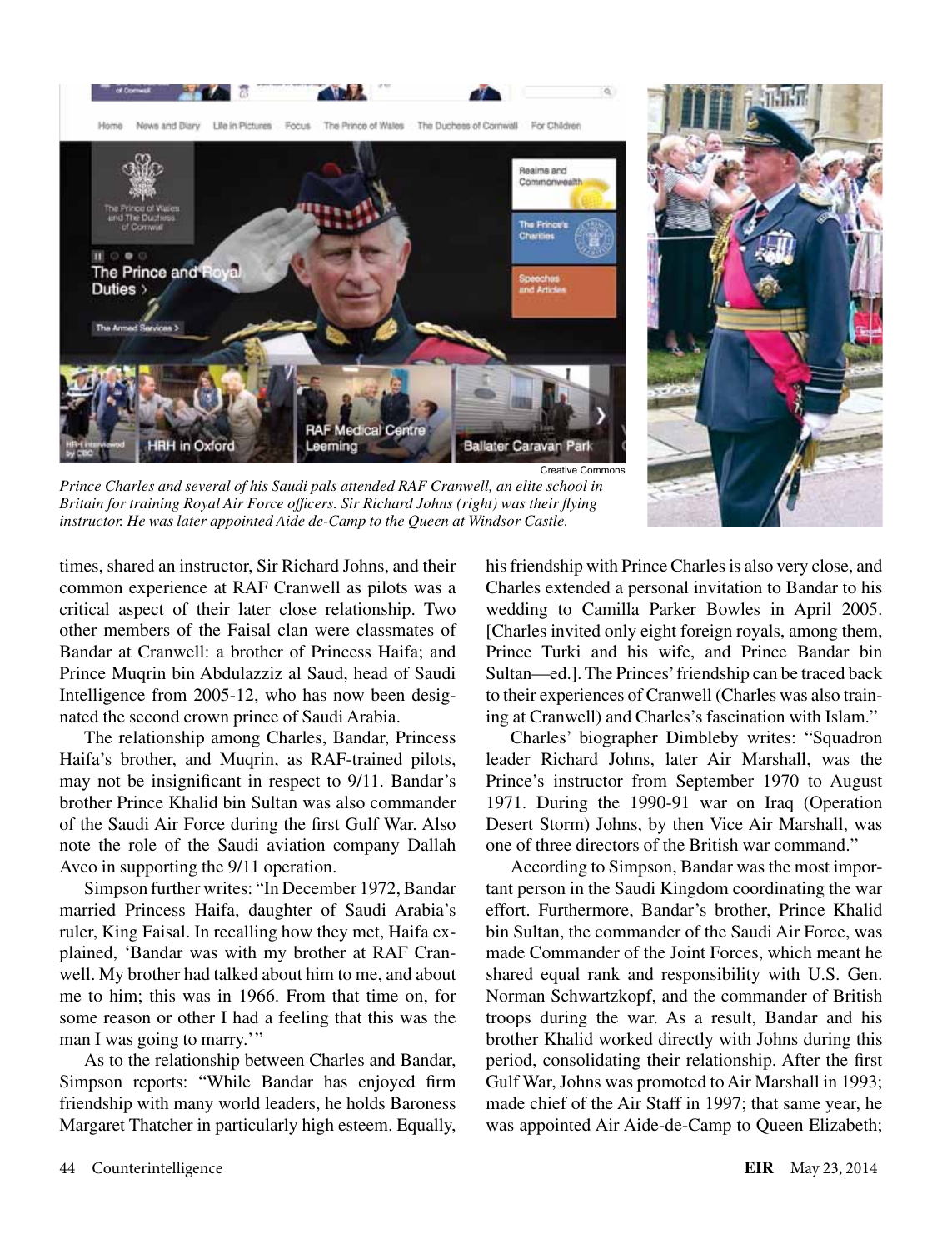Creative Commons

*Prince Charles and several of his Saudi pals attended RAF Cranwell, an elite school in Britain for training Royal Air Force officers. Sir Richard Johns (right) was their flying instructor. He was later appointed Aide de-Camp to the Queen at Windsor Castle.*

times, shared an instructor, Sir Richard Johns, and their common experience at RAF Cranwell as pilots was a critical aspect of their later close relationship. Two other members of the Faisal clan were classmates of Bandar at Cranwell: a brother of Princess Haifa; and Prince Muqrin bin Abdulazziz al Saud, head of Saudi Intelligence from 2005-12, who has now been designated the second crown prince of Saudi Arabia.

The relationship among Charles, Bandar, Princess Haifa's brother, and Muqrin, as RAF-trained pilots, may not be insignificant in respect to 9/11. Bandar's brother Prince Khalid bin Sultan was also commander of the Saudi Air Force during the first Gulf War. Also note the role of the Saudi aviation company Dallah Avco in supporting the 9/11 operation.

Simpson further writes: "In December 1972, Bandar married Princess Haifa, daughter of Saudi Arabia's ruler, King Faisal. In recalling how they met, Haifa explained, 'Bandar was with my brother at RAF Cranwell. My brother had talked about him to me, and about me to him; this was in 1966. From that time on, for some reason or other I had a feeling that this was the man I was going to marry.'"

As to the relationship between Charles and Bandar, Simpson reports: "While Bandar has enjoyed firm friendship with many world leaders, he holds Baroness Margaret Thatcher in particularly high esteem. Equally, his friendship with Prince Charles is also very close, and Charles extended a personal invitation to Bandar to his wedding to Camilla Parker Bowles in April 2005. [Charles invited only eight foreign royals, among them, Prince Turki and his wife, and Prince Bandar bin Sultan—ed.]. The Princes' friendship can be traced back to their experiences of Cranwell (Charles was also training at Cranwell) and Charles's fascination with Islam."

Charles' biographer Dimbleby writes: "Squadron leader Richard Johns, later Air Marshall, was the Prince's instructor from September 1970 to August 1971. During the 1990-91 war on Iraq (Operation Desert Storm) Johns, by then Vice Air Marshall, was one of three directors of the British war command."

According to Simpson, Bandar was the most important person in the Saudi Kingdom coordinating the war effort. Furthermore, Bandar's brother, Prince Khalid bin Sultan, the commander of the Saudi Air Force, was made Commander of the Joint Forces, which meant he shared equal rank and responsibility with U.S. Gen. Norman Schwartzkopf, and the commander of British troops during the war. As a result, Bandar and his brother Khalid worked directly with Johns during this period, consolidating their relationship. After the first Gulf War, Johns was promoted to Air Marshall in 1993; made chief of the Air Staff in 1997; that same year, he was appointed Air Aide-de-Camp to Queen Elizabeth;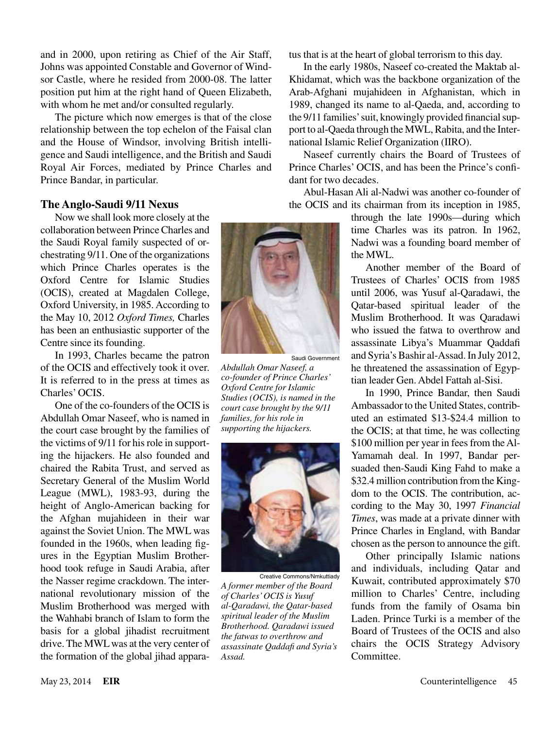and in 2000, upon retiring as Chief of the Air Staff, Johns was appointed Constable and Governor of Windsor Castle, where he resided from 2000-08. The latter position put him at the right hand of Queen Elizabeth, with whom he met and/or consulted regularly.

The picture which now emerges is that of the close relationship between the top echelon of the Faisal clan and the House of Windsor, involving British intelligence and Saudi intelligence, and the British and Saudi Royal Air Forces, mediated by Prince Charles and Prince Bandar, in particular.

## The Anglo-Saudi 9/11 Nexus

Now we shall look more closely at the collaboration between Prince Charles and the Saudi Royal family suspected of orchestrating 9/11. One of the organizations which Prince Charles operates is the Oxford Centre for Islamic Studies (OCIS), created at Magdalen College, Oxford University, in 1985. According to the May 10, 2012 *Oxford Times,* Charles has been an enthusiastic supporter of the Centre since its founding.

In 1993, Charles became the patron of the OCIS and effectively took it over. It is referred to in the press at times as Charles' OCIS.

One of the co-founders of the OCIS is Abdullah Omar Naseef, who is named in the court case brought by the families of the victims of 9/11 for his role in supporting the hijackers. He also founded and chaired the Rabita Trust, and served as Secretary General of the Muslim World League (MWL), 1983-93, during the height of Anglo-American backing for the Afghan mujahideen in their war against the Soviet Union. The MWL was founded in the 1960s, when leading figures in the Egyptian Muslim Brotherhood took refuge in Saudi Arabia, after the Nasser regime crackdown. The international revolutionary mission of the Muslim Brotherhood was merged with the Wahhabi branch of Islam to form the basis for a global jihadist recruitment drive. The MWL was at the very center of the formation of the global jihad apparatus that is at the heart of global terrorism to this day.

In the early 1980s, Naseef co-created the Maktab al-Khidamat, which was the backbone organization of the Arab-Afghani mujahideen in Afghanistan, which in 1989, changed its name to al-Qaeda, and, according to the 9/11 families' suit, knowingly provided financial support to al-Qaeda through the MWL, Rabita, and the International Islamic Relief Organization (IIRO).

Naseef currently chairs the Board of Trustees of Prince Charles' OCIS, and has been the Prince's confidant for two decades.

Abul-Hasan Ali al-Nadwi was another co-founder of the OCIS and its chairman from its inception in 1985, through the late 1990s—during which time Charles was its patron. In 1962, Nadwi was a founding board member of the MWL.

Saudi Government

*Abdullah Omar Naseef, a co-founder of Prince Charles' Oxford Centre for Islamic Studies (OCIS), is named in the court case brought by the 9/11 families, for his role in supporting the hijackers.*

Creative Commons/Nmkuttiady

*A former member of the Board of Charles' OCIS is Yusuf al-Qaradawi, the Qatar-based spiritual leader of the Muslim Brotherhood. Qaradawi issued the fatwas to overthrow and assassinate Qaddafi and Syria's Assad.*

Another member of the Board of Trustees of Charles' OCIS from 1985 until 2006, was Yusuf al-Qaradawi, the Qatar-based spiritual leader of the Muslim Brotherhood. It was Qaradawi who issued the fatwa to overthrow and assassinate Libya's Muammar Qaddafi and Syria's Bashir al-Assad. In July 2012, he threatened the assassination of Egyptian leader Gen. Abdel Fattah al-Sisi.

In 1990, Prince Bandar, then Saudi Ambassador to the United States, contributed an estimated $13-$24.4 million to the OCIS; at that time, he was collecting $100 million per year in fees from the Al-Yamamah deal. In 1997, Bandar persuaded then-Saudi King Fahd to make a $32.4 million contribution from the Kingdom to the OCIS. The contribution, according to the May 30, 1997 *Financial Times*, was made at a private dinner with Prince Charles in England, with Bandar chosen as the person to announce the gift.

Other principally Islamic nations and individuals, including Qatar and Kuwait, contributed approximately $70 million to Charles' Centre, including funds from the family of Osama bin Laden. Prince Turki is a member of the Board of Trustees of the OCIS and also chairs the OCIS Strategy Advisory Committee.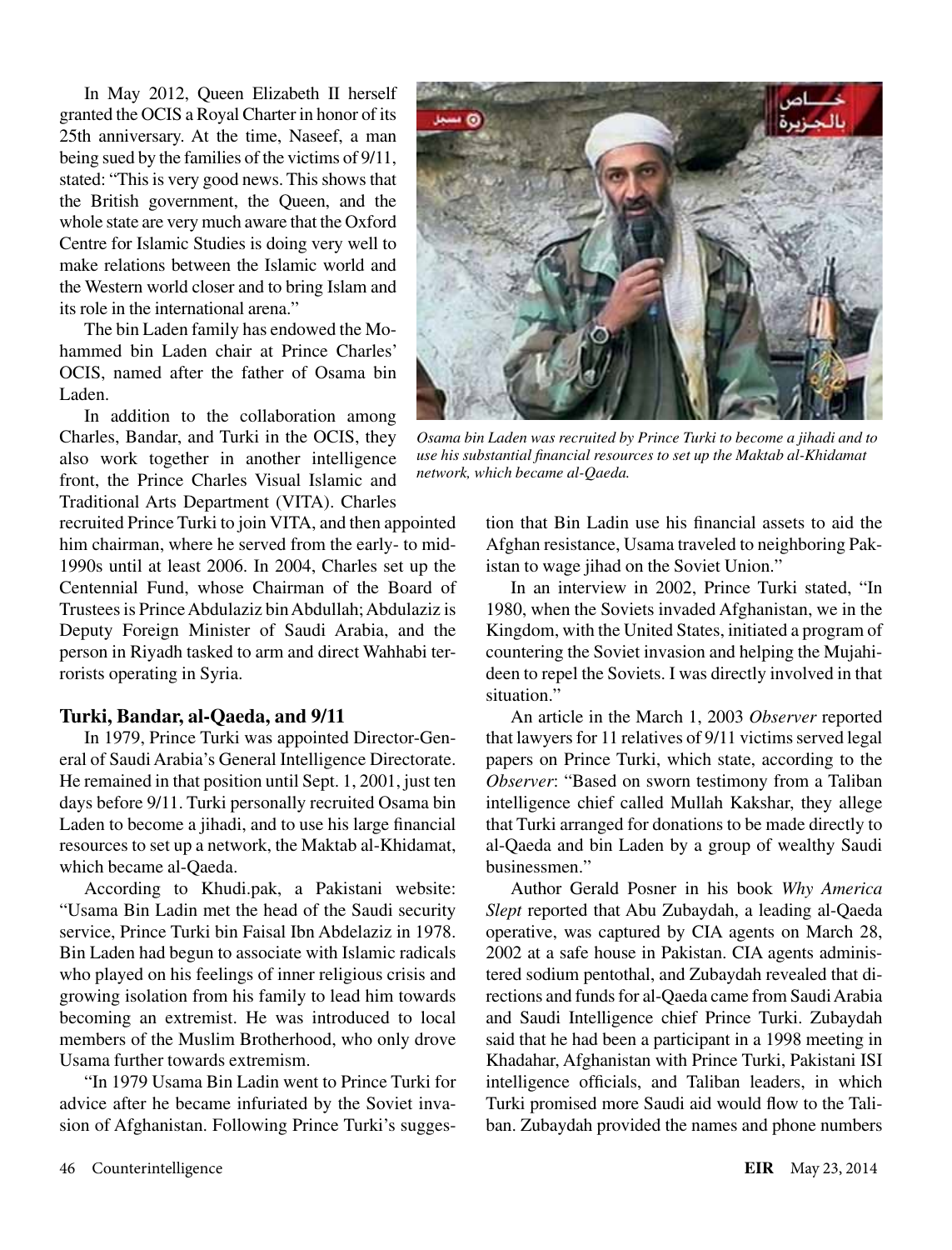In May 2012, Queen Elizabeth II herself granted the OCIS a Royal Charter in honor of its 25th anniversary. At the time, Naseef, a man being sued by the families of the victims of 9/11, stated: "This is very good news. This shows that the British government, the Queen, and the whole state are very much aware that the Oxford Centre for Islamic Studies is doing very well to make relations between the Islamic world and the Western world closer and to bring Islam and its role in the international arena."

The bin Laden family has endowed the Mohammed bin Laden chair at Prince Charles' OCIS, named after the father of Osama bin Laden.

In addition to the collaboration among Charles, Bandar, and Turki in the OCIS, they also work together in another intelligence front, the Prince Charles Visual Islamic and Traditional Arts Department (VITA). Charles recruited Prince Turki to join VITA, and then appointed him chairman, where he served from the early- to mid-1990s until at least 2006. In 2004, Charles set up the Centennial Fund, whose Chairman of the Board of Trustees is Prince Abdulaziz bin Abdullah; Abdulaziz is Deputy Foreign Minister of Saudi Arabia, and the person in Riyadh tasked to arm and direct Wahhabi terrorists operating in Syria.

*Osama bin Laden was recruited by Prince Turki to become a jihadi and to use his substantial financial resources to set up the Maktab al-Khidamat network, which became al-Qaeda.*

### Turki, Bandar, al-Qaeda, and 9/11

In 1979, Prince Turki was appointed Director-General of Saudi Arabia's General Intelligence Directorate. He remained in that position until Sept. 1, 2001, just ten days before 9/11. Turki personally recruited Osama bin Laden to become a jihadi, and to use his large financial resources to set up a network, the Maktab al-Khidamat, which became al-Qaeda.

According to Khudi.pak, a Pakistani website: "Usama Bin Ladin met the head of the Saudi security service, Prince Turki bin Faisal Ibn Abdelaziz in 1978. Bin Laden had begun to associate with Islamic radicals who played on his feelings of inner religious crisis and growing isolation from his family to lead him towards becoming an extremist. He was introduced to local members of the Muslim Brotherhood, who only drove Usama further towards extremism.

"In 1979 Usama Bin Ladin went to Prince Turki for advice after he became infuriated by the Soviet invasion of Afghanistan. Following Prince Turki's suggestion that Bin Ladin use his financial assets to aid the Afghan resistance, Usama traveled to neighboring Pakistan to wage jihad on the Soviet Union."

In an interview in 2002, Prince Turki stated, "In 1980, when the Soviets invaded Afghanistan, we in the Kingdom, with the United States, initiated a program of countering the Soviet invasion and helping the Mujahideen to repel the Soviets. I was directly involved in that situation."

An article in the March 1, 2003 *Observer* reported that lawyers for 11 relatives of 9/11 victims served legal papers on Prince Turki, which state, according to the *Observer*: "Based on sworn testimony from a Taliban intelligence chief called Mullah Kakshar, they allege that Turki arranged for donations to be made directly to al-Qaeda and bin Laden by a group of wealthy Saudi businessmen."

Author Gerald Posner in his book *Why America Slept* reported that Abu Zubaydah, a leading al-Qaeda operative, was captured by CIA agents on March 28, 2002 at a safe house in Pakistan. CIA agents administered sodium pentothal, and Zubaydah revealed that directions and funds for al-Qaeda came from Saudi Arabia and Saudi Intelligence chief Prince Turki. Zubaydah said that he had been a participant in a 1998 meeting in Khadahar, Afghanistan with Prince Turki, Pakistani ISI intelligence officials, and Taliban leaders, in which Turki promised more Saudi aid would flow to the Taliban. Zubaydah provided the names and phone numbers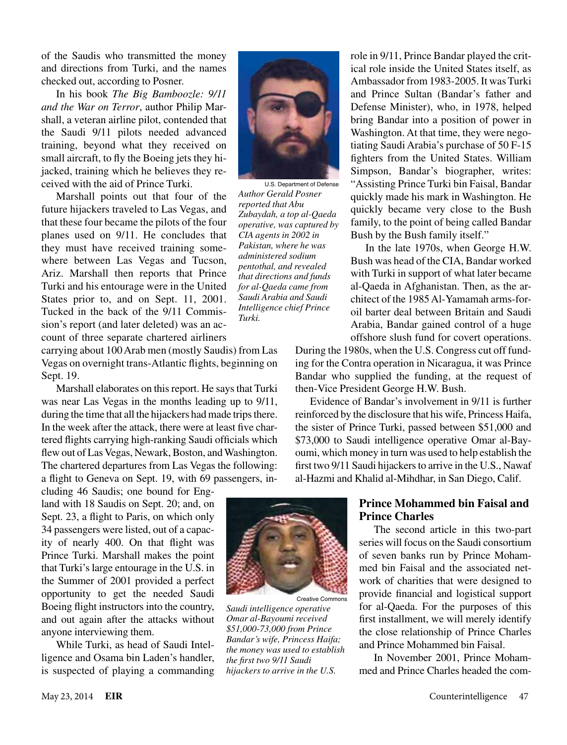of the Saudis who transmitted the money and directions from Turki, and the names checked out, according to Posner.

In his book *The Big Bamboozle: 9/11 and the War on Terror*, author Philip Marshall, a veteran airline pilot, contended that the Saudi 9/11 pilots needed advanced training, beyond what they received on small aircraft, to fly the Boeing jets they hijacked, training which he believes they received with the aid of Prince Turki.

Marshall points out that four of the future hijackers traveled to Las Vegas, and that these four became the pilots of the four planes used on 9/11. He concludes that they must have received training somewhere between Las Vegas and Tucson, Ariz. Marshall then reports that Prince Turki and his entourage were in the United States prior to, and on Sept. 11, 2001. Tucked in the back of the 9/11 Commission's report (and later deleted) was an account of three separate chartered airliners carrying about 100 Arab men (mostly Saudis) from Las Vegas on overnight trans-Atlantic flights, beginning on Sept. 19.

U.S. Department of Defense

*Author Gerald Posner reported that Abu Zubaydah, a top al-Qaeda operative, was captured by CIA agents in 2002 in Pakistan, where he was administered sodium pentothal, and revealed that directions and funds for al-Qaeda came from Saudi Arabia and Saudi Intelligence chief Prince Turki.*

Marshall elaborates on this report. He says that Turki was near Las Vegas in the months leading up to 9/11, during the time that all the hijackers had made trips there. In the week after the attack, there were at least five chartered flights carrying high-ranking Saudi officials which flew out of Las Vegas, Newark, Boston, and Washington. The chartered departures from Las Vegas the following: a flight to Geneva on Sept. 19, with 69 passengers, including 46 Saudis; one bound for England with 18 Saudis on Sept. 20; and, on Sept. 23, a flight to Paris, on which only 34 passengers were listed, out of a capacity of nearly 400. On that flight was Prince Turki. Marshall makes the point that Turki's large entourage in the U.S. in the Summer of 2001 provided a perfect opportunity to get the needed Saudi Boeing flight instructors into the country, and out again after the attacks without anyone interviewing them.

While Turki, as head of Saudi Intelligence and Osama bin Laden's handler, is suspected of playing a commanding role in 9/11, Prince Bandar played the critical role inside the United States itself, as Ambassador from 1983-2005. It was Turki and Prince Sultan (Bandar's father and Defense Minister), who, in 1978, helped bring Bandar into a position of power in Washington. At that time, they were negotiating Saudi Arabia's purchase of 50 F-15 fighters from the United States. William Simpson, Bandar's biographer, writes: "Assisting Prince Turki bin Faisal, Bandar quickly made his mark in Washington. He quickly became very close to the Bush family, to the point of being called Bandar Bush by the Bush family itself."

In the late 1970s, when George H.W. Bush was head of the CIA, Bandar worked with Turki in support of what later became al-Qaeda in Afghanistan. Then, as the architect of the 1985 Al-Yamamah arms-for-oil barter deal between Britain and Saudi Arabia, Bandar gained control of a huge offshore slush fund for covert operations. During the 1980s, when the U.S. Congress cut off funding for the Contra operation in Nicaragua, it was Prince Bandar who supplied the funding, at the request of then-Vice President George H.W. Bush.

Evidence of Bandar's involvement in 9/11 is further reinforced by the disclosure that his wife, Princess Haifa, the sister of Prince Turki, passed between $51,000 and $73,000 to Saudi intelligence operative Omar al-Bayoumi, which money in turn was used to help establish the first two 9/11 Saudi hijackers to arrive in the U.S., Nawaf al-Hazmi and Khalid al-Mihdhar, in San Diego, Calif.

Creative Commons

*Saudi intelligence operative Omar al-Bayoumi received $51,000-73,000 from Prince Bandar's wife, Princess Haifa; the money was used to establish the first two 9/11 Saudi hijackers to arrive in the U.S.*

## Prince Mohammed bin Faisal and Prince Charles

The second article in this two-part series will focus on the Saudi consortium of seven banks run by Prince Mohammed bin Faisal and the associated network of charities that were designed to provide financial and logistical support for al-Qaeda. For the purposes of this first installment, we will merely identify the close relationship of Prince Charles and Prince Mohammed bin Faisal.

In November 2001, Prince Mohammed and Prince Charles headed the com-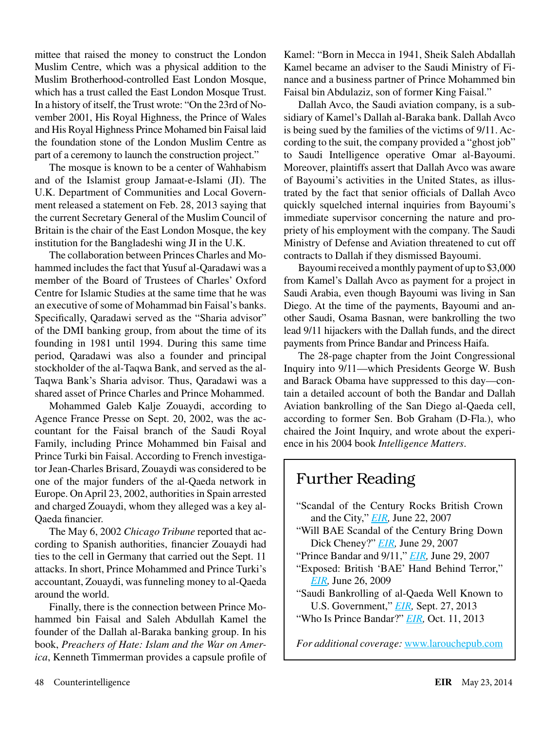mittee that raised the money to construct the London Muslim Centre, which was a physical addition to the Muslim Brotherhood-controlled East London Mosque, which has a trust called the East London Mosque Trust. In a history of itself, the Trust wrote: "On the 23rd of November 2001, His Royal Highness, the Prince of Wales and His Royal Highness Prince Mohamed bin Faisal laid the foundation stone of the London Muslim Centre as part of a ceremony to launch the construction project."

The mosque is known to be a center of Wahhabism and of the Islamist group Jamaat-e-Islami (JI). The U.K. Department of Communities and Local Government released a statement on Feb. 28, 2013 saying that the current Secretary General of the Muslim Council of Britain is the chair of the East London Mosque, the key institution for the Bangladeshi wing JI in the U.K.

The collaboration between Princes Charles and Mohammed includes the fact that Yusuf al-Qaradawi was a member of the Board of Trustees of Charles' Oxford Centre for Islamic Studies at the same time that he was an executive of some of Mohammad bin Faisal's banks. Specifically, Qaradawi served as the "Sharia advisor" of the DMI banking group, from about the time of its founding in 1981 until 1994. During this same time period, Qaradawi was also a founder and principal stockholder of the al-Taqwa Bank, and served as the al-Taqwa Bank's Sharia advisor. Thus, Qaradawi was a shared asset of Prince Charles and Prince Mohammed.

Mohammed Galeb Kalje Zouaydi, according to Agence France Presse on Sept. 20, 2002, was the accountant for the Faisal branch of the Saudi Royal Family, including Prince Mohammed bin Faisal and Prince Turki bin Faisal. According to French investigator Jean-Charles Brisard, Zouaydi was considered to be one of the major funders of the al-Qaeda network in Europe. On April 23, 2002, authorities in Spain arrested and charged Zouaydi, whom they alleged was a key al-Qaeda financier.

The May 6, 2002 *Chicago Tribune* reported that according to Spanish authorities, financier Zouaydi had ties to the cell in Germany that carried out the Sept. 11 attacks. In short, Prince Mohammed and Prince Turki's accountant, Zouaydi, was funneling money to al-Qaeda around the world.

Finally, there is the connection between Prince Mohammed bin Faisal and Saleh Abdullah Kamel the founder of the Dallah al-Baraka banking group. In his book, *Preachers of Hate: Islam and the War on America*, Kenneth Timmerman provides a capsule profile of Kamel: "Born in Mecca in 1941, Sheik Saleh Abdallah Kamel became an adviser to the Saudi Ministry of Finance and a business partner of Prince Mohammed bin Faisal bin Abdulaziz, son of former King Faisal."

Dallah Avco, the Saudi aviation company, is a subsidiary of Kamel's Dallah al-Baraka bank. Dallah Avco is being sued by the families of the victims of 9/11. According to the suit, the company provided a "ghost job" to Saudi Intelligence operative Omar al-Bayoumi. Moreover, plaintiffs assert that Dallah Avco was aware of Bayoumi's activities in the United States, as illustrated by the fact that senior officials of Dallah Avco quickly squelched internal inquiries from Bayoumi's immediate supervisor concerning the nature and propriety of his employment with the company. The Saudi Ministry of Defense and Aviation threatened to cut off contracts to Dallah if they dismissed Bayoumi.

Bayoumi received a monthly payment of up to $3,000 from Kamel's Dallah Avco as payment for a project in Saudi Arabia, even though Bayoumi was living in San Diego. At the time of the payments, Bayoumi and another Saudi, Osama Basnan, were bankrolling the two lead 9/11 hijackers with the Dallah funds, and the direct payments from Prince Bandar and Princess Haifa.

The 28-page chapter from the Joint Congressional Inquiry into 9/11—which Presidents George W. Bush and Barack Obama have suppressed to this day—contain a detailed account of both the Bandar and Dallah Aviation bankrolling of the San Diego al-Qaeda cell, according to former Sen. Bob Graham (D-Fla.), who chaired the Joint Inquiry, and wrote about the experience in his 2004 book *Intelligence Matters*.

## Further Reading

"Scandal of the Century Rocks British Crown and the City," *EIR*, June 22, 2007

"Will BAE Scandal of the Century Bring Down Dick Cheney?" *EIR*, June 29, 2007

"Prince Bandar and 9/11," *EIR*, June 29, 2007

"Exposed: British 'BAE' Hand Behind Terror," *EIR*, June 26, 2009

"Saudi Bankrolling of al-Qaeda Well Known to U.S. Government," *EIR*, Sept. 27, 2013

"Who Is Prince Bandar?" *EIR*, Oct. 11, 2013

*For additional coverage:* www.larouchepub.com